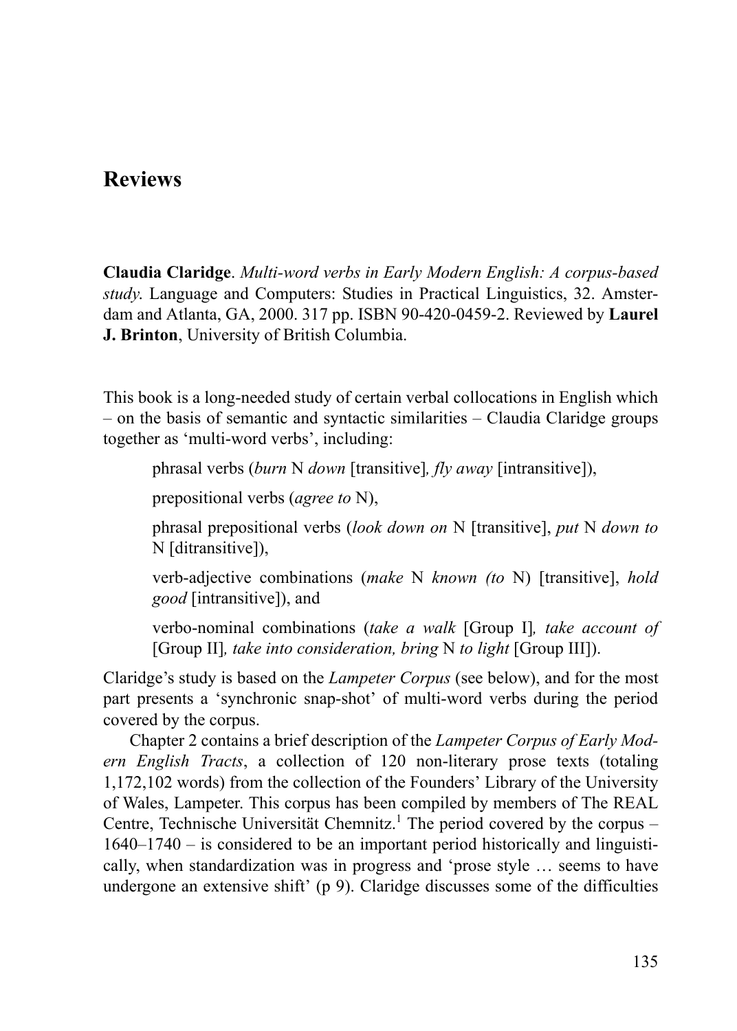# Reviews

**Claudia Claridge**. *Multi-word verbs in Early Modern English: A corpus-based study*. Language and Computers: Studies in Practical Linguistics, 32. Amsterdam and Atlanta, GA, 2000. 317 pp. ISBN 90-420-0459-2. Reviewed by **Laurel J. Brinton**, University of British Columbia.

This book is a long-needed study of certain verbal collocations in English which – on the basis of semantic and syntactic similarities – Claudia Claridge groups together as 'multi-word verbs', including:

> phrasal verbs (*burn* N *down* [transitive], *fly away* [intransitive]),
>
> prepositional verbs (*agree to* N),
>
> phrasal prepositional verbs (*look down on* N [transitive], *put* N *down to* N [ditransitive]),
>
> verb-adjective combinations (*make* N *known (to* N) [transitive], *hold good* [intransitive]), and
>
> verbo-nominal combinations (*take a walk* [Group I], *take account of* [Group II], *take into consideration, bring* N *to light* [Group III]).

Claridge's study is based on the *Lampeter Corpus* (see below), and for the most part presents a 'synchronic snap-shot' of multi-word verbs during the period covered by the corpus.

Chapter 2 contains a brief description of the *Lampeter Corpus of Early Modern English Tracts*, a collection of 120 non-literary prose texts (totaling 1,172,102 words) from the collection of the Founders' Library of the University of Wales, Lampeter. This corpus has been compiled by members of The REAL Centre, Technische Universität Chemnitz.[1] The period covered by the corpus – 1640–1740 – is considered to be an important period historically and linguistically, when standardization was in progress and 'prose style … seems to have undergone an extensive shift' (p 9). Claridge discusses some of the difficulties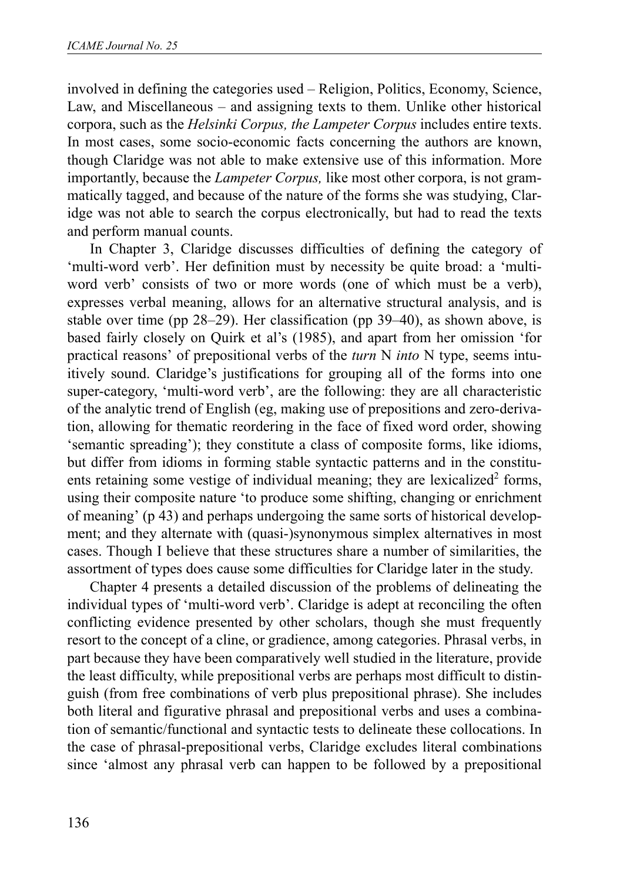involved in defining the categories used – Religion, Politics, Economy, Science, Law, and Miscellaneous – and assigning texts to them. Unlike other historical corpora, such as the *Helsinki Corpus, the Lampeter Corpus* includes entire texts. In most cases, some socio-economic facts concerning the authors are known, though Claridge was not able to make extensive use of this information. More importantly, because the *Lampeter Corpus,* like most other corpora, is not grammatically tagged, and because of the nature of the forms she was studying, Claridge was not able to search the corpus electronically, but had to read the texts and perform manual counts.

In Chapter 3, Claridge discusses difficulties of defining the category of 'multi-word verb'. Her definition must by necessity be quite broad: a 'multi-word verb' consists of two or more words (one of which must be a verb), expresses verbal meaning, allows for an alternative structural analysis, and is stable over time (pp 28–29). Her classification (pp 39–40), as shown above, is based fairly closely on Quirk et al's (1985), and apart from her omission 'for practical reasons' of prepositional verbs of the *turn* N *into* N type, seems intuitively sound. Claridge's justifications for grouping all of the forms into one super-category, 'multi-word verb', are the following: they are all characteristic of the analytic trend of English (eg, making use of prepositions and zero-derivation, allowing for thematic reordering in the face of fixed word order, showing 'semantic spreading'); they constitute a class of composite forms, like idioms, but differ from idioms in forming stable syntactic patterns and in the constituents retaining some vestige of individual meaning; they are lexicalized[2] forms, using their composite nature 'to produce some shifting, changing or enrichment of meaning' (p 43) and perhaps undergoing the same sorts of historical development; and they alternate with (quasi-)synonymous simplex alternatives in most cases. Though I believe that these structures share a number of similarities, the assortment of types does cause some difficulties for Claridge later in the study.

Chapter 4 presents a detailed discussion of the problems of delineating the individual types of 'multi-word verb'. Claridge is adept at reconciling the often conflicting evidence presented by other scholars, though she must frequently resort to the concept of a cline, or gradience, among categories. Phrasal verbs, in part because they have been comparatively well studied in the literature, provide the least difficulty, while prepositional verbs are perhaps most difficult to distinguish (from free combinations of verb plus prepositional phrase). She includes both literal and figurative phrasal and prepositional verbs and uses a combination of semantic/functional and syntactic tests to delineate these collocations. In the case of phrasal-prepositional verbs, Claridge excludes literal combinations since 'almost any phrasal verb can happen to be followed by a prepositional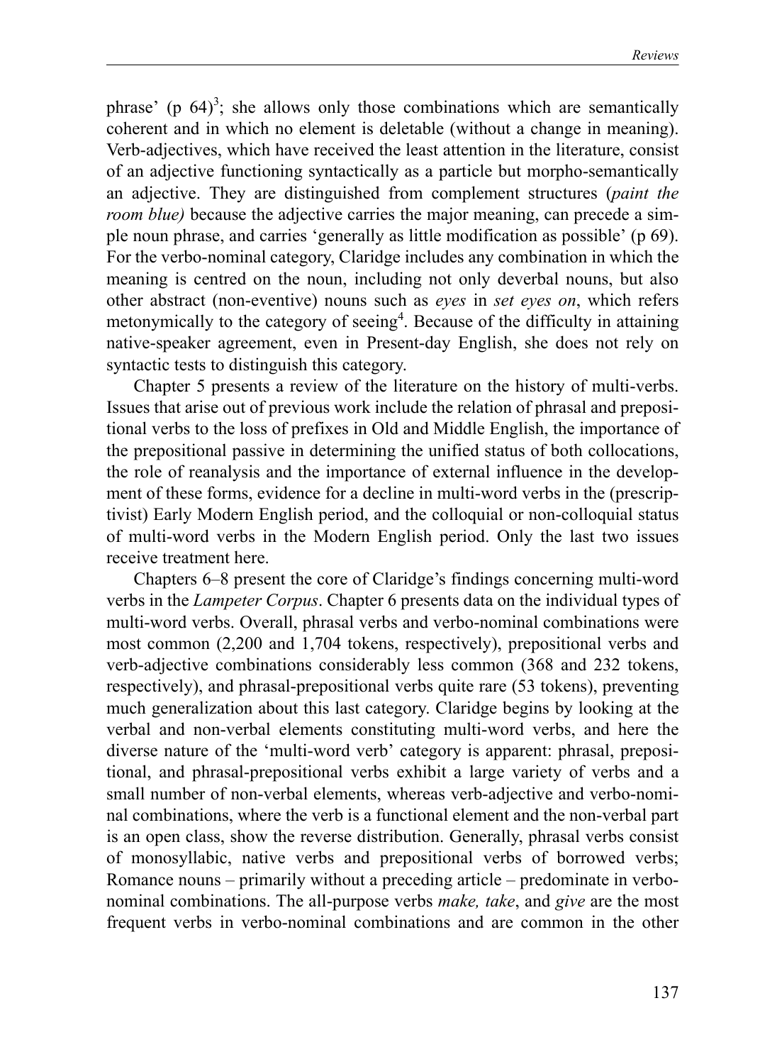phrase' (p 64)[3]; she allows only those combinations which are semantically coherent and in which no element is deletable (without a change in meaning). Verb-adjectives, which have received the least attention in the literature, consist of an adjective functioning syntactically as a particle but morpho-semantically an adjective. They are distinguished from complement structures (*paint the room blue)* because the adjective carries the major meaning, can precede a simple noun phrase, and carries 'generally as little modification as possible' (p 69). For the verbo-nominal category, Claridge includes any combination in which the meaning is centred on the noun, including not only deverbal nouns, but also other abstract (non-eventive) nouns such as *eyes* in *set eyes on*, which refers metonymically to the category of seeing[4]. Because of the difficulty in attaining native-speaker agreement, even in Present-day English, she does not rely on syntactic tests to distinguish this category.

Chapter 5 presents a review of the literature on the history of multi-verbs. Issues that arise out of previous work include the relation of phrasal and prepositional verbs to the loss of prefixes in Old and Middle English, the importance of the prepositional passive in determining the unified status of both collocations, the role of reanalysis and the importance of external influence in the development of these forms, evidence for a decline in multi-word verbs in the (prescriptivist) Early Modern English period, and the colloquial or non-colloquial status of multi-word verbs in the Modern English period. Only the last two issues receive treatment here.

Chapters 6–8 present the core of Claridge's findings concerning multi-word verbs in the *Lampeter Corpus*. Chapter 6 presents data on the individual types of multi-word verbs. Overall, phrasal verbs and verbo-nominal combinations were most common (2,200 and 1,704 tokens, respectively), prepositional verbs and verb-adjective combinations considerably less common (368 and 232 tokens, respectively), and phrasal-prepositional verbs quite rare (53 tokens), preventing much generalization about this last category. Claridge begins by looking at the verbal and non-verbal elements constituting multi-word verbs, and here the diverse nature of the 'multi-word verb' category is apparent: phrasal, prepositional, and phrasal-prepositional verbs exhibit a large variety of verbs and a small number of non-verbal elements, whereas verb-adjective and verbo-nominal combinations, where the verb is a functional element and the non-verbal part is an open class, show the reverse distribution. Generally, phrasal verbs consist of monosyllabic, native verbs and prepositional verbs of borrowed verbs; Romance nouns – primarily without a preceding article – predominate in verbo-nominal combinations. The all-purpose verbs *make, take*, and *give* are the most frequent verbs in verbo-nominal combinations and are common in the other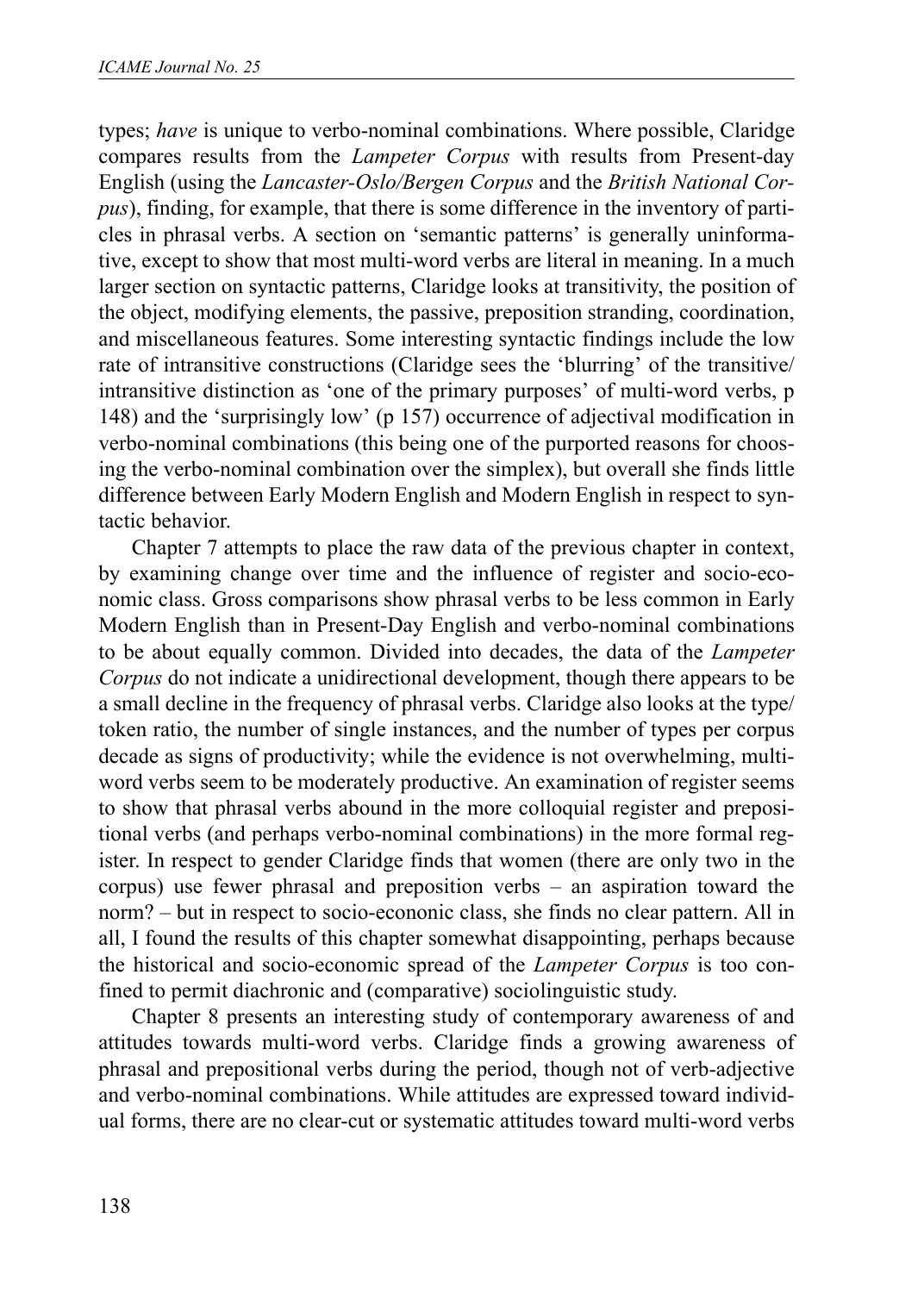types; *have* is unique to verbo-nominal combinations. Where possible, Claridge compares results from the *Lampeter Corpus* with results from Present-day English (using the *Lancaster-Oslo/Bergen Corpus* and the *British National Corpus*), finding, for example, that there is some difference in the inventory of particles in phrasal verbs. A section on 'semantic patterns' is generally uninformative, except to show that most multi-word verbs are literal in meaning. In a much larger section on syntactic patterns, Claridge looks at transitivity, the position of the object, modifying elements, the passive, preposition stranding, coordination, and miscellaneous features. Some interesting syntactic findings include the low rate of intransitive constructions (Claridge sees the 'blurring' of the transitive/intransitive distinction as 'one of the primary purposes' of multi-word verbs, p 148) and the 'surprisingly low' (p 157) occurrence of adjectival modification in verbo-nominal combinations (this being one of the purported reasons for choosing the verbo-nominal combination over the simplex), but overall she finds little difference between Early Modern English and Modern English in respect to syntactic behavior.

Chapter 7 attempts to place the raw data of the previous chapter in context, by examining change over time and the influence of register and socio-economic class. Gross comparisons show phrasal verbs to be less common in Early Modern English than in Present-Day English and verbo-nominal combinations to be about equally common. Divided into decades, the data of the *Lampeter Corpus* do not indicate a unidirectional development, though there appears to be a small decline in the frequency of phrasal verbs. Claridge also looks at the type/token ratio, the number of single instances, and the number of types per corpus decade as signs of productivity; while the evidence is not overwhelming, multi-word verbs seem to be moderately productive. An examination of register seems to show that phrasal verbs abound in the more colloquial register and prepositional verbs (and perhaps verbo-nominal combinations) in the more formal register. In respect to gender Claridge finds that women (there are only two in the corpus) use fewer phrasal and preposition verbs – an aspiration toward the norm? – but in respect to socio-econonic class, she finds no clear pattern. All in all, I found the results of this chapter somewhat disappointing, perhaps because the historical and socio-economic spread of the *Lampeter Corpus* is too confined to permit diachronic and (comparative) sociolinguistic study.

Chapter 8 presents an interesting study of contemporary awareness of and attitudes towards multi-word verbs. Claridge finds a growing awareness of phrasal and prepositional verbs during the period, though not of verb-adjective and verbo-nominal combinations. While attitudes are expressed toward individual forms, there are no clear-cut or systematic attitudes toward multi-word verbs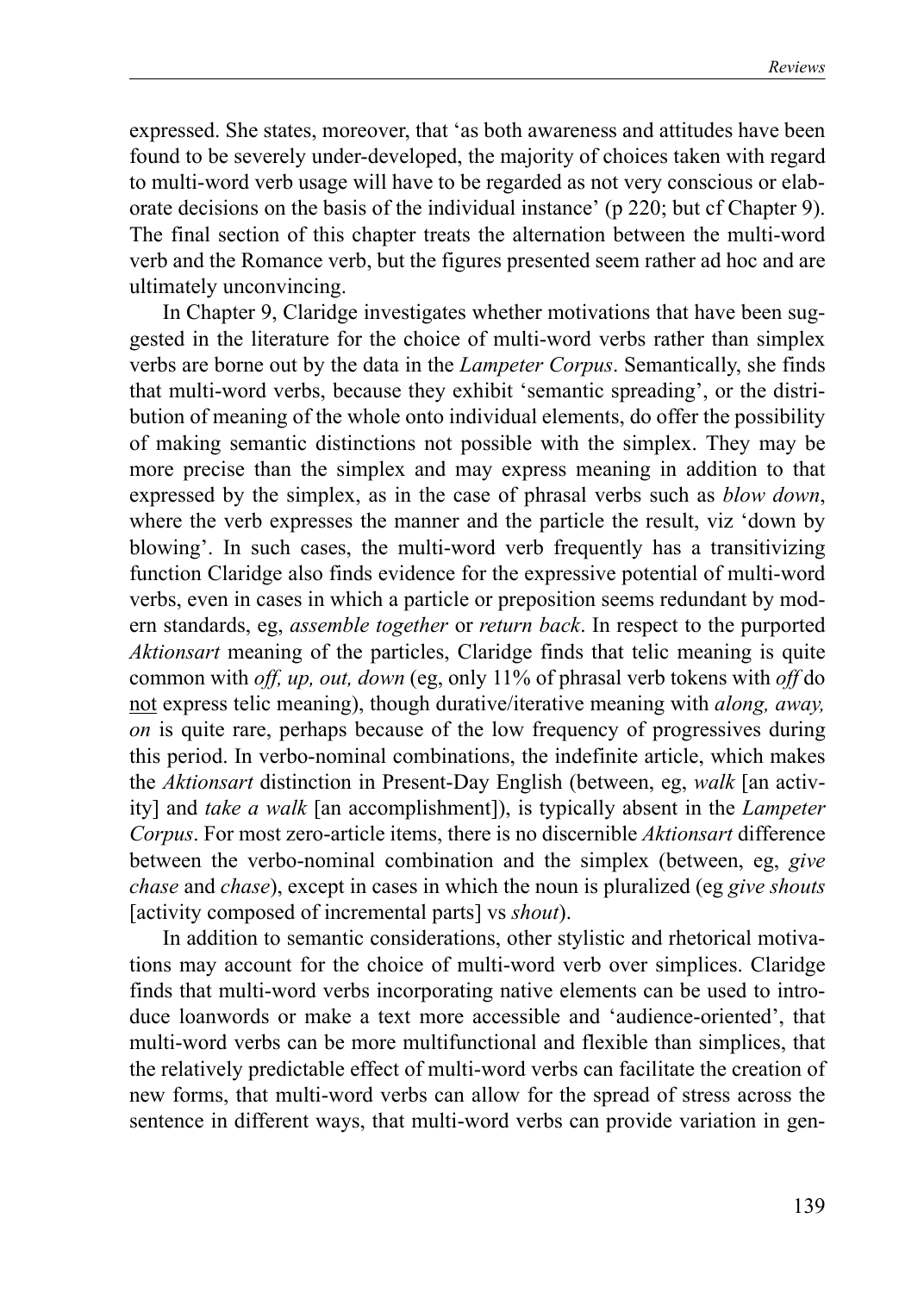expressed. She states, moreover, that 'as both awareness and attitudes have been found to be severely under-developed, the majority of choices taken with regard to multi-word verb usage will have to be regarded as not very conscious or elaborate decisions on the basis of the individual instance' (p 220; but cf Chapter 9). The final section of this chapter treats the alternation between the multi-word verb and the Romance verb, but the figures presented seem rather ad hoc and are ultimately unconvincing.

In Chapter 9, Claridge investigates whether motivations that have been suggested in the literature for the choice of multi-word verbs rather than simplex verbs are borne out by the data in the *Lampeter Corpus*. Semantically, she finds that multi-word verbs, because they exhibit 'semantic spreading', or the distribution of meaning of the whole onto individual elements, do offer the possibility of making semantic distinctions not possible with the simplex. They may be more precise than the simplex and may express meaning in addition to that expressed by the simplex, as in the case of phrasal verbs such as *blow down*, where the verb expresses the manner and the particle the result, viz 'down by blowing'. In such cases, the multi-word verb frequently has a transitivizing function Claridge also finds evidence for the expressive potential of multi-word verbs, even in cases in which a particle or preposition seems redundant by modern standards, eg, *assemble together* or *return back*. In respect to the purported *Aktionsart* meaning of the particles, Claridge finds that telic meaning is quite common with *off, up, out, down* (eg, only 11% of phrasal verb tokens with *off* do <u>not</u> express telic meaning), though durative/iterative meaning with *along, away, on* is quite rare, perhaps because of the low frequency of progressives during this period. In verbo-nominal combinations, the indefinite article, which makes the *Aktionsart* distinction in Present-Day English (between, eg, *walk* [an activity] and *take a walk* [an accomplishment]), is typically absent in the *Lampeter Corpus*. For most zero-article items, there is no discernible *Aktionsart* difference between the verbo-nominal combination and the simplex (between, eg, *give chase* and *chase*), except in cases in which the noun is pluralized (eg *give shouts* [activity composed of incremental parts] vs *shout*).

In addition to semantic considerations, other stylistic and rhetorical motivations may account for the choice of multi-word verb over simplices. Claridge finds that multi-word verbs incorporating native elements can be used to introduce loanwords or make a text more accessible and 'audience-oriented', that multi-word verbs can be more multifunctional and flexible than simplices, that the relatively predictable effect of multi-word verbs can facilitate the creation of new forms, that multi-word verbs can allow for the spread of stress across the sentence in different ways, that multi-word verbs can provide variation in gen-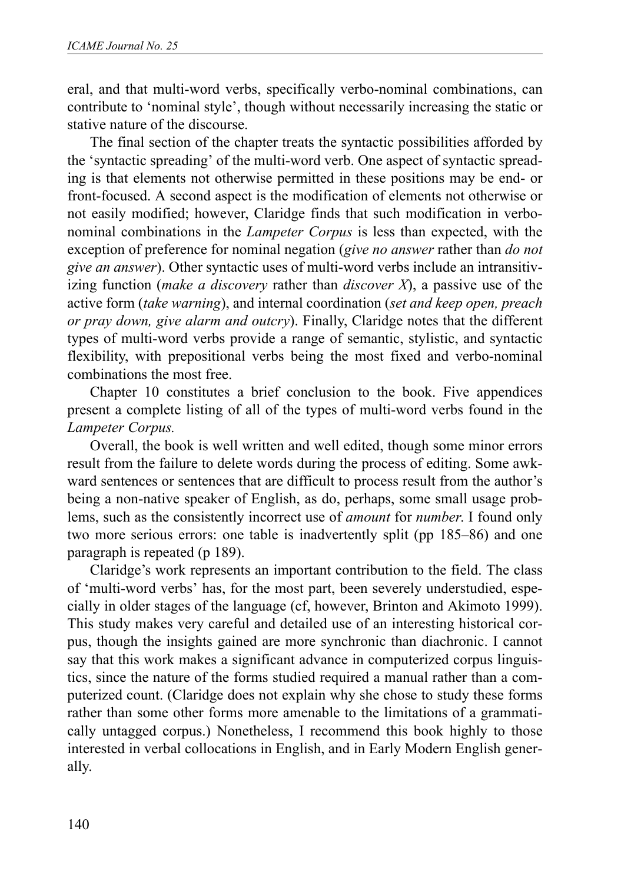eral, and that multi-word verbs, specifically verbo-nominal combinations, can contribute to 'nominal style', though without necessarily increasing the static or stative nature of the discourse.

The final section of the chapter treats the syntactic possibilities afforded by the 'syntactic spreading' of the multi-word verb. One aspect of syntactic spreading is that elements not otherwise permitted in these positions may be end- or front-focused. A second aspect is the modification of elements not otherwise or not easily modified; however, Claridge finds that such modification in verbo-nominal combinations in the *Lampeter Corpus* is less than expected, with the exception of preference for nominal negation (*give no answer* rather than *do not give an answer*). Other syntactic uses of multi-word verbs include an intransitivizing function (*make a discovery* rather than *discover X*), a passive use of the active form (*take warning*), and internal coordination (*set and keep open, preach or pray down, give alarm and outcry*). Finally, Claridge notes that the different types of multi-word verbs provide a range of semantic, stylistic, and syntactic flexibility, with prepositional verbs being the most fixed and verbo-nominal combinations the most free.

Chapter 10 constitutes a brief conclusion to the book. Five appendices present a complete listing of all of the types of multi-word verbs found in the *Lampeter Corpus.*

Overall, the book is well written and well edited, though some minor errors result from the failure to delete words during the process of editing. Some awkward sentences or sentences that are difficult to process result from the author's being a non-native speaker of English, as do, perhaps, some small usage problems, such as the consistently incorrect use of *amount* for *number*. I found only two more serious errors: one table is inadvertently split (pp 185–86) and one paragraph is repeated (p 189).

Claridge's work represents an important contribution to the field. The class of 'multi-word verbs' has, for the most part, been severely understudied, especially in older stages of the language (cf, however, Brinton and Akimoto 1999). This study makes very careful and detailed use of an interesting historical corpus, though the insights gained are more synchronic than diachronic. I cannot say that this work makes a significant advance in computerized corpus linguistics, since the nature of the forms studied required a manual rather than a computerized count. (Claridge does not explain why she chose to study these forms rather than some other forms more amenable to the limitations of a grammatically untagged corpus.) Nonetheless, I recommend this book highly to those interested in verbal collocations in English, and in Early Modern English generally.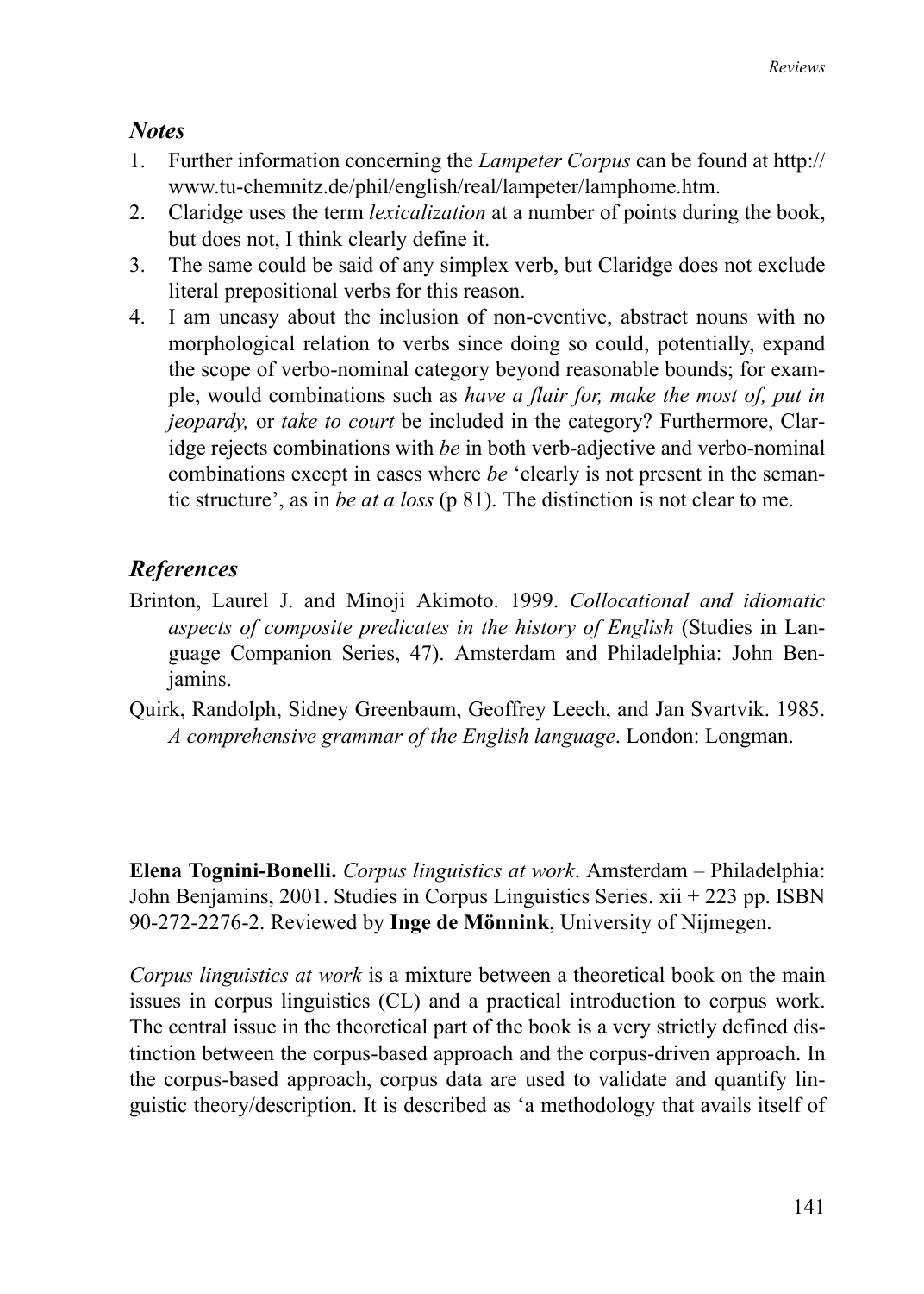## *Notes*

1. Further information concerning the *Lampeter Corpus* can be found at http://www.tu-chemnitz.de/phil/english/real/lampeter/lamphome.htm.
2. Claridge uses the term *lexicalization* at a number of points during the book, but does not, I think clearly define it.
3. The same could be said of any simplex verb, but Claridge does not exclude literal prepositional verbs for this reason.
4. I am uneasy about the inclusion of non-eventive, abstract nouns with no morphological relation to verbs since doing so could, potentially, expand the scope of verbo-nominal category beyond reasonable bounds; for example, would combinations such as *have a flair for, make the most of, put in jeopardy,* or *take to court* be included in the category? Furthermore, Claridge rejects combinations with *be* in both verb-adjective and verbo-nominal combinations except in cases where *be* 'clearly is not present in the semantic structure', as in *be at a loss* (p 81). The distinction is not clear to me.

## *References*

Brinton, Laurel J. and Minoji Akimoto. 1999. *Collocational and idiomatic aspects of composite predicates in the history of English* (Studies in Language Companion Series, 47). Amsterdam and Philadelphia: John Benjamins.

Quirk, Randolph, Sidney Greenbaum, Geoffrey Leech, and Jan Svartvik. 1985. *A comprehensive grammar of the English language*. London: Longman.

**Elena Tognini-Bonelli.** *Corpus linguistics at work*. Amsterdam – Philadelphia: John Benjamins, 2001. Studies in Corpus Linguistics Series. xii + 223 pp. ISBN 90-272-2276-2. Reviewed by **Inge de Mönnink**, University of Nijmegen.

*Corpus linguistics at work* is a mixture between a theoretical book on the main issues in corpus linguistics (CL) and a practical introduction to corpus work. The central issue in the theoretical part of the book is a very strictly defined distinction between the corpus-based approach and the corpus-driven approach. In the corpus-based approach, corpus data are used to validate and quantify linguistic theory/description. It is described as 'a methodology that avails itself of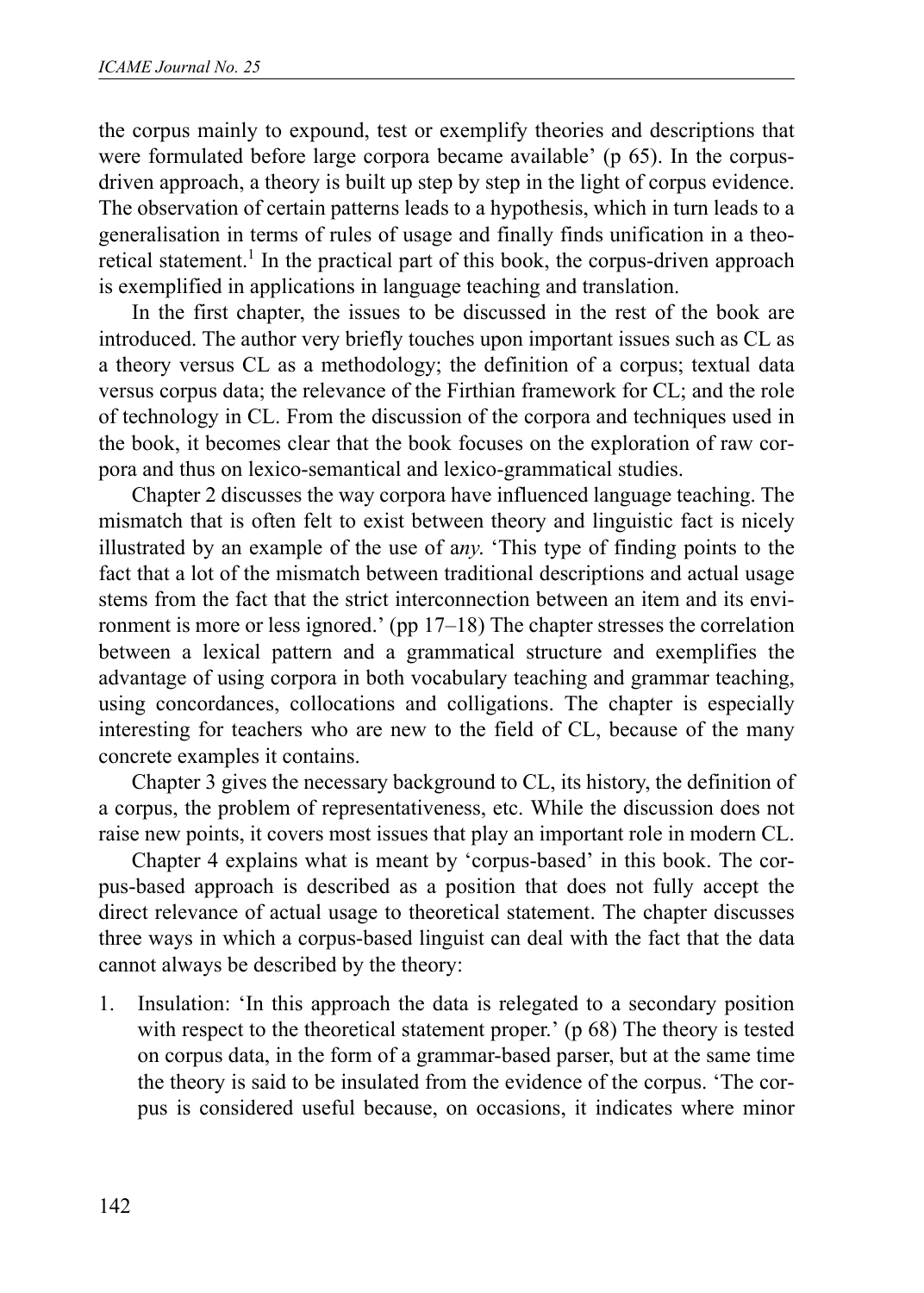the corpus mainly to expound, test or exemplify theories and descriptions that were formulated before large corpora became available' (p 65). In the corpus-driven approach, a theory is built up step by step in the light of corpus evidence. The observation of certain patterns leads to a hypothesis, which in turn leads to a generalisation in terms of rules of usage and finally finds unification in a theoretical statement.[1] In the practical part of this book, the corpus-driven approach is exemplified in applications in language teaching and translation.

In the first chapter, the issues to be discussed in the rest of the book are introduced. The author very briefly touches upon important issues such as CL as a theory versus CL as a methodology; the definition of a corpus; textual data versus corpus data; the relevance of the Firthian framework for CL; and the role of technology in CL. From the discussion of the corpora and techniques used in the book, it becomes clear that the book focuses on the exploration of raw corpora and thus on lexico-semantical and lexico-grammatical studies.

Chapter 2 discusses the way corpora have influenced language teaching. The mismatch that is often felt to exist between theory and linguistic fact is nicely illustrated by an example of the use of a*ny*. 'This type of finding points to the fact that a lot of the mismatch between traditional descriptions and actual usage stems from the fact that the strict interconnection between an item and its environment is more or less ignored.' (pp 17–18) The chapter stresses the correlation between a lexical pattern and a grammatical structure and exemplifies the advantage of using corpora in both vocabulary teaching and grammar teaching, using concordances, collocations and colligations. The chapter is especially interesting for teachers who are new to the field of CL, because of the many concrete examples it contains.

Chapter 3 gives the necessary background to CL, its history, the definition of a corpus, the problem of representativeness, etc. While the discussion does not raise new points, it covers most issues that play an important role in modern CL.

Chapter 4 explains what is meant by 'corpus-based' in this book. The corpus-based approach is described as a position that does not fully accept the direct relevance of actual usage to theoretical statement. The chapter discusses three ways in which a corpus-based linguist can deal with the fact that the data cannot always be described by the theory:

1. Insulation: 'In this approach the data is relegated to a secondary position with respect to the theoretical statement proper.' (p 68) The theory is tested on corpus data, in the form of a grammar-based parser, but at the same time the theory is said to be insulated from the evidence of the corpus. 'The corpus is considered useful because, on occasions, it indicates where minor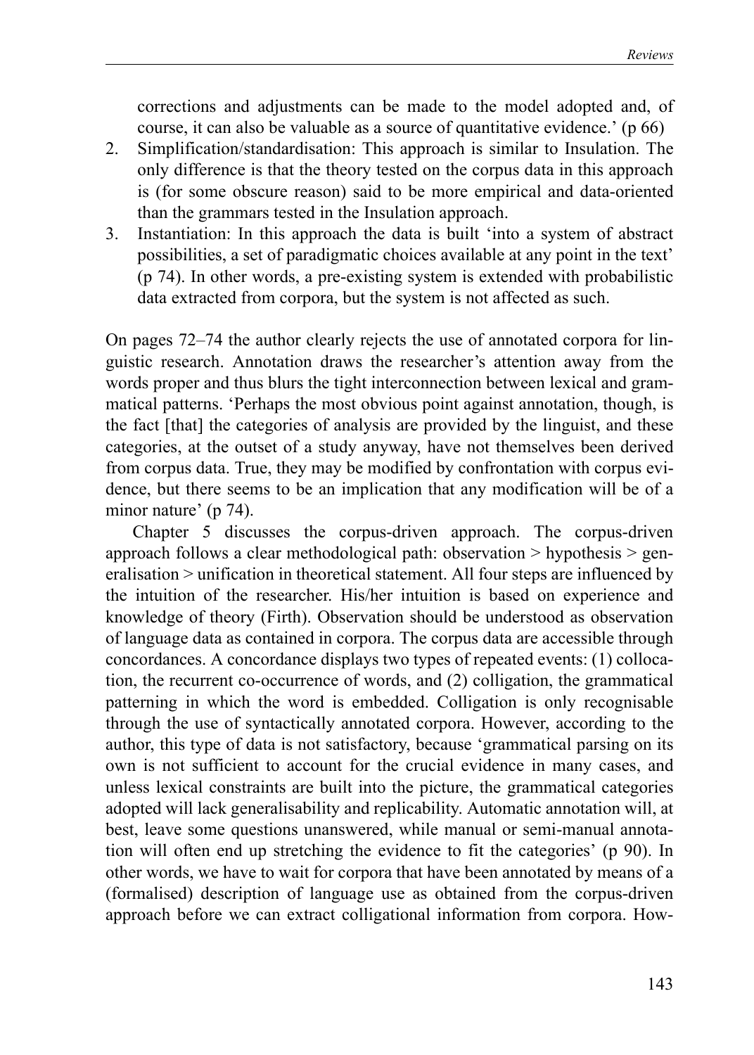corrections and adjustments can be made to the model adopted and, of course, it can also be valuable as a source of quantitative evidence.' (p 66)

2. Simplification/standardisation: This approach is similar to Insulation. The only difference is that the theory tested on the corpus data in this approach is (for some obscure reason) said to be more empirical and data-oriented than the grammars tested in the Insulation approach.
3. Instantiation: In this approach the data is built 'into a system of abstract possibilities, a set of paradigmatic choices available at any point in the text' (p 74). In other words, a pre-existing system is extended with probabilistic data extracted from corpora, but the system is not affected as such.

On pages 72–74 the author clearly rejects the use of annotated corpora for linguistic research. Annotation draws the researcher's attention away from the words proper and thus blurs the tight interconnection between lexical and grammatical patterns. 'Perhaps the most obvious point against annotation, though, is the fact [that] the categories of analysis are provided by the linguist, and these categories, at the outset of a study anyway, have not themselves been derived from corpus data. True, they may be modified by confrontation with corpus evidence, but there seems to be an implication that any modification will be of a minor nature' (p 74).

Chapter 5 discusses the corpus-driven approach. The corpus-driven approach follows a clear methodological path: observation > hypothesis > generalisation > unification in theoretical statement. All four steps are influenced by the intuition of the researcher. His/her intuition is based on experience and knowledge of theory (Firth). Observation should be understood as observation of language data as contained in corpora. The corpus data are accessible through concordances. A concordance displays two types of repeated events: (1) collocation, the recurrent co-occurrence of words, and (2) colligation, the grammatical patterning in which the word is embedded. Colligation is only recognisable through the use of syntactically annotated corpora. However, according to the author, this type of data is not satisfactory, because 'grammatical parsing on its own is not sufficient to account for the crucial evidence in many cases, and unless lexical constraints are built into the picture, the grammatical categories adopted will lack generalisability and replicability. Automatic annotation will, at best, leave some questions unanswered, while manual or semi-manual annotation will often end up stretching the evidence to fit the categories' (p 90). In other words, we have to wait for corpora that have been annotated by means of a (formalised) description of language use as obtained from the corpus-driven approach before we can extract colligational information from corpora. How-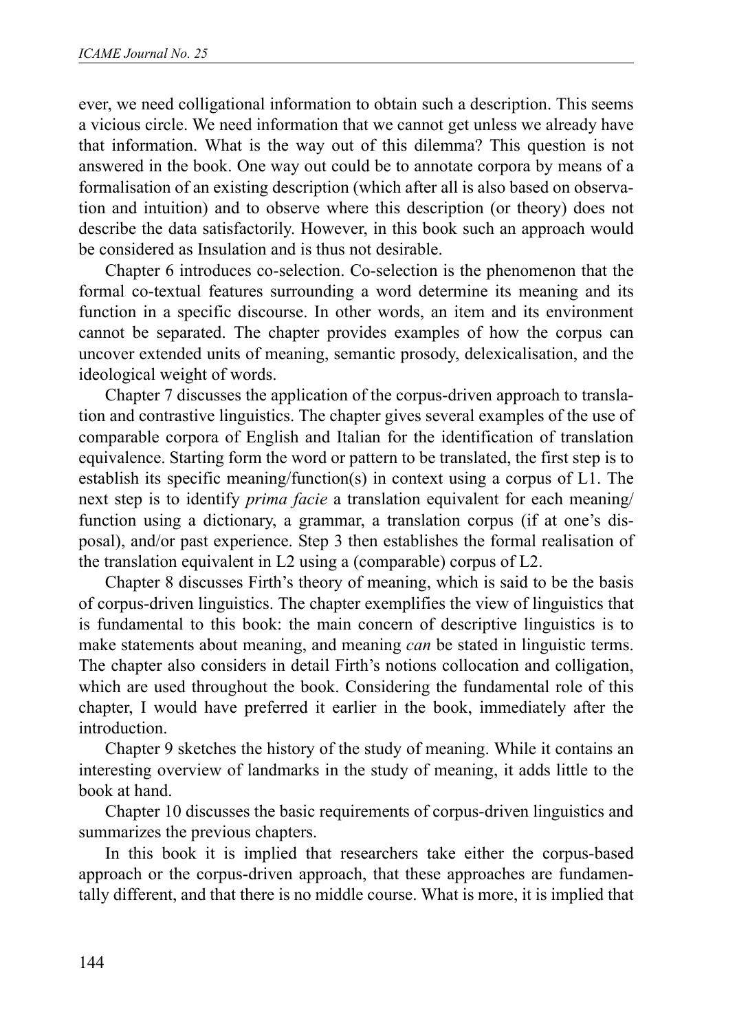ever, we need colligational information to obtain such a description. This seems a vicious circle. We need information that we cannot get unless we already have that information. What is the way out of this dilemma? This question is not answered in the book. One way out could be to annotate corpora by means of a formalisation of an existing description (which after all is also based on observation and intuition) and to observe where this description (or theory) does not describe the data satisfactorily. However, in this book such an approach would be considered as Insulation and is thus not desirable.

Chapter 6 introduces co-selection. Co-selection is the phenomenon that the formal co-textual features surrounding a word determine its meaning and its function in a specific discourse. In other words, an item and its environment cannot be separated. The chapter provides examples of how the corpus can uncover extended units of meaning, semantic prosody, delexicalisation, and the ideological weight of words.

Chapter 7 discusses the application of the corpus-driven approach to translation and contrastive linguistics. The chapter gives several examples of the use of comparable corpora of English and Italian for the identification of translation equivalence. Starting form the word or pattern to be translated, the first step is to establish its specific meaning/function(s) in context using a corpus of L1. The next step is to identify *prima facie* a translation equivalent for each meaning/function using a dictionary, a grammar, a translation corpus (if at one's disposal), and/or past experience. Step 3 then establishes the formal realisation of the translation equivalent in L2 using a (comparable) corpus of L2.

Chapter 8 discusses Firth's theory of meaning, which is said to be the basis of corpus-driven linguistics. The chapter exemplifies the view of linguistics that is fundamental to this book: the main concern of descriptive linguistics is to make statements about meaning, and meaning *can* be stated in linguistic terms. The chapter also considers in detail Firth's notions collocation and colligation, which are used throughout the book. Considering the fundamental role of this chapter, I would have preferred it earlier in the book, immediately after the introduction.

Chapter 9 sketches the history of the study of meaning. While it contains an interesting overview of landmarks in the study of meaning, it adds little to the book at hand.

Chapter 10 discusses the basic requirements of corpus-driven linguistics and summarizes the previous chapters.

In this book it is implied that researchers take either the corpus-based approach or the corpus-driven approach, that these approaches are fundamentally different, and that there is no middle course. What is more, it is implied that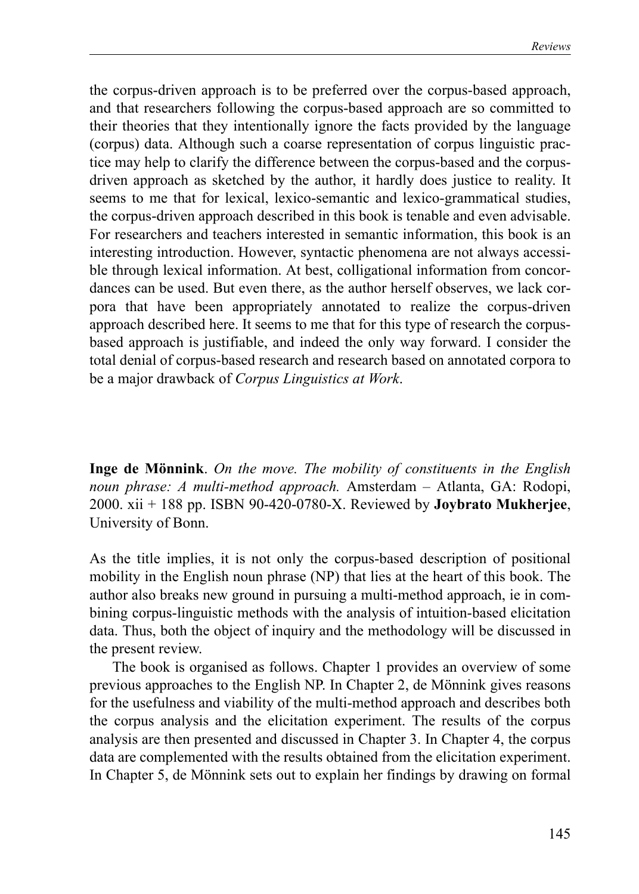the corpus-driven approach is to be preferred over the corpus-based approach, and that researchers following the corpus-based approach are so committed to their theories that they intentionally ignore the facts provided by the language (corpus) data. Although such a coarse representation of corpus linguistic practice may help to clarify the difference between the corpus-based and the corpus-driven approach as sketched by the author, it hardly does justice to reality. It seems to me that for lexical, lexico-semantic and lexico-grammatical studies, the corpus-driven approach described in this book is tenable and even advisable. For researchers and teachers interested in semantic information, this book is an interesting introduction. However, syntactic phenomena are not always accessible through lexical information. At best, colligational information from concordances can be used. But even there, as the author herself observes, we lack corpora that have been appropriately annotated to realize the corpus-driven approach described here. It seems to me that for this type of research the corpus-based approach is justifiable, and indeed the only way forward. I consider the total denial of corpus-based research and research based on annotated corpora to be a major drawback of *Corpus Linguistics at Work*.

**Inge de Mönnink**. *On the move. The mobility of constituents in the English noun phrase: A multi-method approach.* Amsterdam – Atlanta, GA: Rodopi, 2000. xii + 188 pp. ISBN 90-420-0780-X. Reviewed by **Joybrato Mukherjee**, University of Bonn.

As the title implies, it is not only the corpus-based description of positional mobility in the English noun phrase (NP) that lies at the heart of this book. The author also breaks new ground in pursuing a multi-method approach, ie in combining corpus-linguistic methods with the analysis of intuition-based elicitation data. Thus, both the object of inquiry and the methodology will be discussed in the present review.

The book is organised as follows. Chapter 1 provides an overview of some previous approaches to the English NP. In Chapter 2, de Mönnink gives reasons for the usefulness and viability of the multi-method approach and describes both the corpus analysis and the elicitation experiment. The results of the corpus analysis are then presented and discussed in Chapter 3. In Chapter 4, the corpus data are complemented with the results obtained from the elicitation experiment. In Chapter 5, de Mönnink sets out to explain her findings by drawing on formal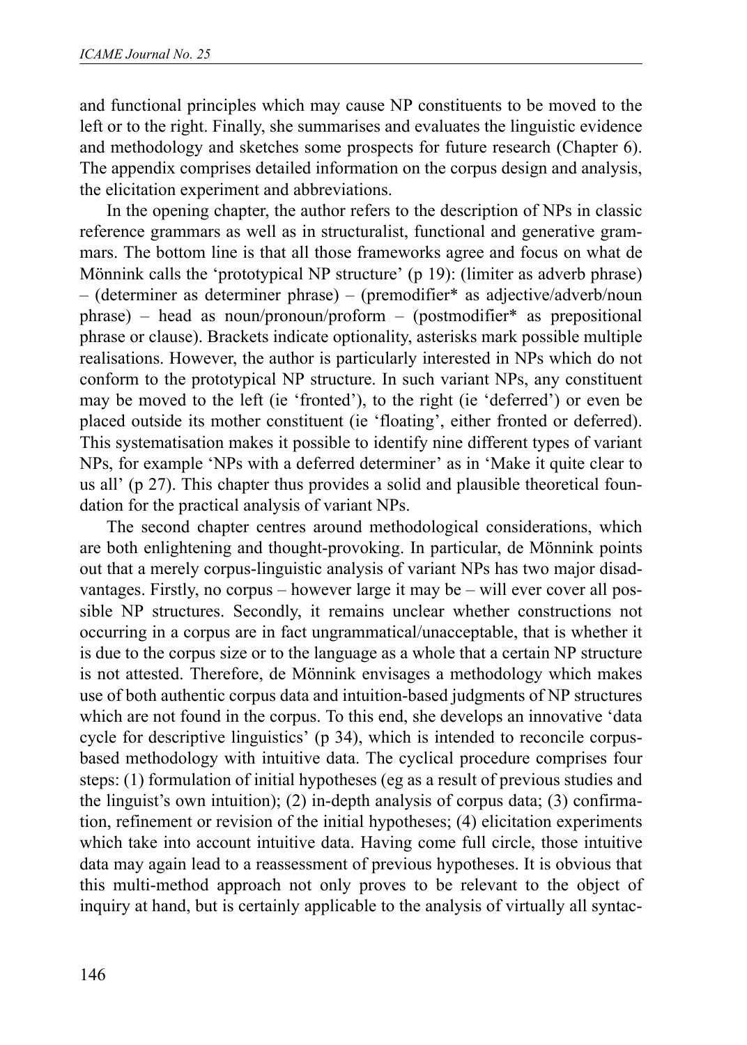and functional principles which may cause NP constituents to be moved to the left or to the right. Finally, she summarises and evaluates the linguistic evidence and methodology and sketches some prospects for future research (Chapter 6). The appendix comprises detailed information on the corpus design and analysis, the elicitation experiment and abbreviations.

In the opening chapter, the author refers to the description of NPs in classic reference grammars as well as in structuralist, functional and generative grammars. The bottom line is that all those frameworks agree and focus on what de Mönnink calls the 'prototypical NP structure' (p 19): (limiter as adverb phrase) – (determiner as determiner phrase) – (premodifier* as adjective/adverb/noun phrase) – head as noun/pronoun/proform – (postmodifier* as prepositional phrase or clause). Brackets indicate optionality, asterisks mark possible multiple realisations. However, the author is particularly interested in NPs which do not conform to the prototypical NP structure. In such variant NPs, any constituent may be moved to the left (ie 'fronted'), to the right (ie 'deferred') or even be placed outside its mother constituent (ie 'floating', either fronted or deferred). This systematisation makes it possible to identify nine different types of variant NPs, for example 'NPs with a deferred determiner' as in 'Make it quite clear to us all' (p 27). This chapter thus provides a solid and plausible theoretical foundation for the practical analysis of variant NPs.

The second chapter centres around methodological considerations, which are both enlightening and thought-provoking. In particular, de Mönnink points out that a merely corpus-linguistic analysis of variant NPs has two major disadvantages. Firstly, no corpus – however large it may be – will ever cover all possible NP structures. Secondly, it remains unclear whether constructions not occurring in a corpus are in fact ungrammatical/unacceptable, that is whether it is due to the corpus size or to the language as a whole that a certain NP structure is not attested. Therefore, de Mönnink envisages a methodology which makes use of both authentic corpus data and intuition-based judgments of NP structures which are not found in the corpus. To this end, she develops an innovative 'data cycle for descriptive linguistics' (p 34), which is intended to reconcile corpus-based methodology with intuitive data. The cyclical procedure comprises four steps: (1) formulation of initial hypotheses (eg as a result of previous studies and the linguist's own intuition); (2) in-depth analysis of corpus data; (3) confirmation, refinement or revision of the initial hypotheses; (4) elicitation experiments which take into account intuitive data. Having come full circle, those intuitive data may again lead to a reassessment of previous hypotheses. It is obvious that this multi-method approach not only proves to be relevant to the object of inquiry at hand, but is certainly applicable to the analysis of virtually all syntac-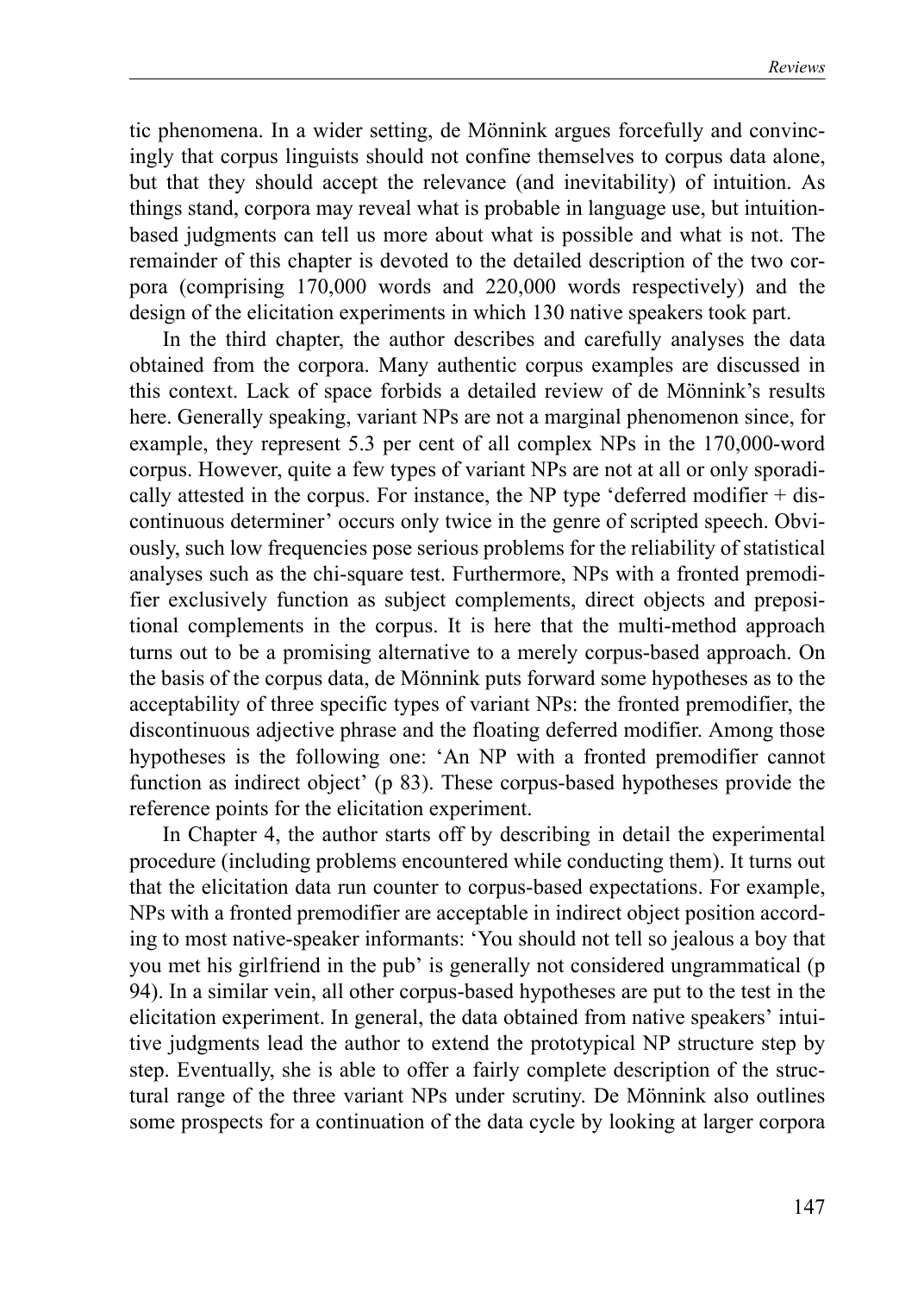tic phenomena. In a wider setting, de Mönnink argues forcefully and convincingly that corpus linguists should not confine themselves to corpus data alone, but that they should accept the relevance (and inevitability) of intuition. As things stand, corpora may reveal what is probable in language use, but intuition-based judgments can tell us more about what is possible and what is not. The remainder of this chapter is devoted to the detailed description of the two corpora (comprising 170,000 words and 220,000 words respectively) and the design of the elicitation experiments in which 130 native speakers took part.

In the third chapter, the author describes and carefully analyses the data obtained from the corpora. Many authentic corpus examples are discussed in this context. Lack of space forbids a detailed review of de Mönnink's results here. Generally speaking, variant NPs are not a marginal phenomenon since, for example, they represent 5.3 per cent of all complex NPs in the 170,000-word corpus. However, quite a few types of variant NPs are not at all or only sporadically attested in the corpus. For instance, the NP type 'deferred modifier + discontinuous determiner' occurs only twice in the genre of scripted speech. Obviously, such low frequencies pose serious problems for the reliability of statistical analyses such as the chi-square test. Furthermore, NPs with a fronted premodifier exclusively function as subject complements, direct objects and prepositional complements in the corpus. It is here that the multi-method approach turns out to be a promising alternative to a merely corpus-based approach. On the basis of the corpus data, de Mönnink puts forward some hypotheses as to the acceptability of three specific types of variant NPs: the fronted premodifier, the discontinuous adjective phrase and the floating deferred modifier. Among those hypotheses is the following one: 'An NP with a fronted premodifier cannot function as indirect object' (p 83). These corpus-based hypotheses provide the reference points for the elicitation experiment.

In Chapter 4, the author starts off by describing in detail the experimental procedure (including problems encountered while conducting them). It turns out that the elicitation data run counter to corpus-based expectations. For example, NPs with a fronted premodifier are acceptable in indirect object position according to most native-speaker informants: 'You should not tell so jealous a boy that you met his girlfriend in the pub' is generally not considered ungrammatical (p 94). In a similar vein, all other corpus-based hypotheses are put to the test in the elicitation experiment. In general, the data obtained from native speakers' intuitive judgments lead the author to extend the prototypical NP structure step by step. Eventually, she is able to offer a fairly complete description of the structural range of the three variant NPs under scrutiny. De Mönnink also outlines some prospects for a continuation of the data cycle by looking at larger corpora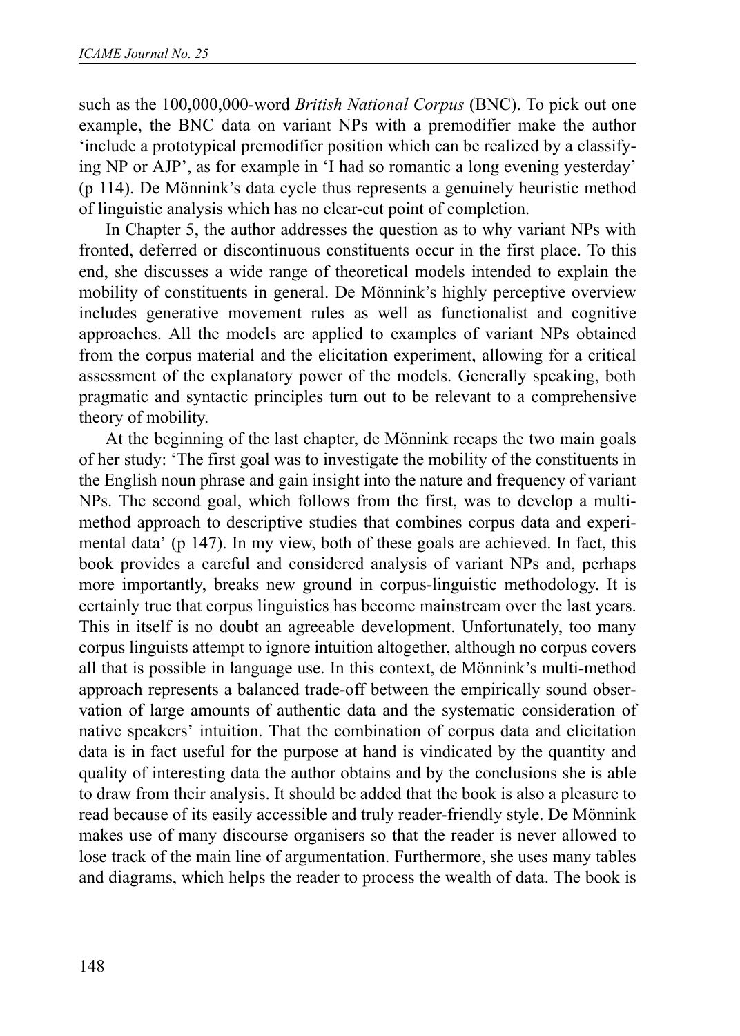such as the 100,000,000-word *British National Corpus* (BNC). To pick out one example, the BNC data on variant NPs with a premodifier make the author 'include a prototypical premodifier position which can be realized by a classifying NP or AJP', as for example in 'I had so romantic a long evening yesterday' (p 114). De Mönnink's data cycle thus represents a genuinely heuristic method of linguistic analysis which has no clear-cut point of completion.

In Chapter 5, the author addresses the question as to why variant NPs with fronted, deferred or discontinuous constituents occur in the first place. To this end, she discusses a wide range of theoretical models intended to explain the mobility of constituents in general. De Mönnink's highly perceptive overview includes generative movement rules as well as functionalist and cognitive approaches. All the models are applied to examples of variant NPs obtained from the corpus material and the elicitation experiment, allowing for a critical assessment of the explanatory power of the models. Generally speaking, both pragmatic and syntactic principles turn out to be relevant to a comprehensive theory of mobility.

At the beginning of the last chapter, de Mönnink recaps the two main goals of her study: 'The first goal was to investigate the mobility of the constituents in the English noun phrase and gain insight into the nature and frequency of variant NPs. The second goal, which follows from the first, was to develop a multi-method approach to descriptive studies that combines corpus data and experimental data' (p 147). In my view, both of these goals are achieved. In fact, this book provides a careful and considered analysis of variant NPs and, perhaps more importantly, breaks new ground in corpus-linguistic methodology. It is certainly true that corpus linguistics has become mainstream over the last years. This in itself is no doubt an agreeable development. Unfortunately, too many corpus linguists attempt to ignore intuition altogether, although no corpus covers all that is possible in language use. In this context, de Mönnink's multi-method approach represents a balanced trade-off between the empirically sound observation of large amounts of authentic data and the systematic consideration of native speakers' intuition. That the combination of corpus data and elicitation data is in fact useful for the purpose at hand is vindicated by the quantity and quality of interesting data the author obtains and by the conclusions she is able to draw from their analysis. It should be added that the book is also a pleasure to read because of its easily accessible and truly reader-friendly style. De Mönnink makes use of many discourse organisers so that the reader is never allowed to lose track of the main line of argumentation. Furthermore, she uses many tables and diagrams, which helps the reader to process the wealth of data. The book is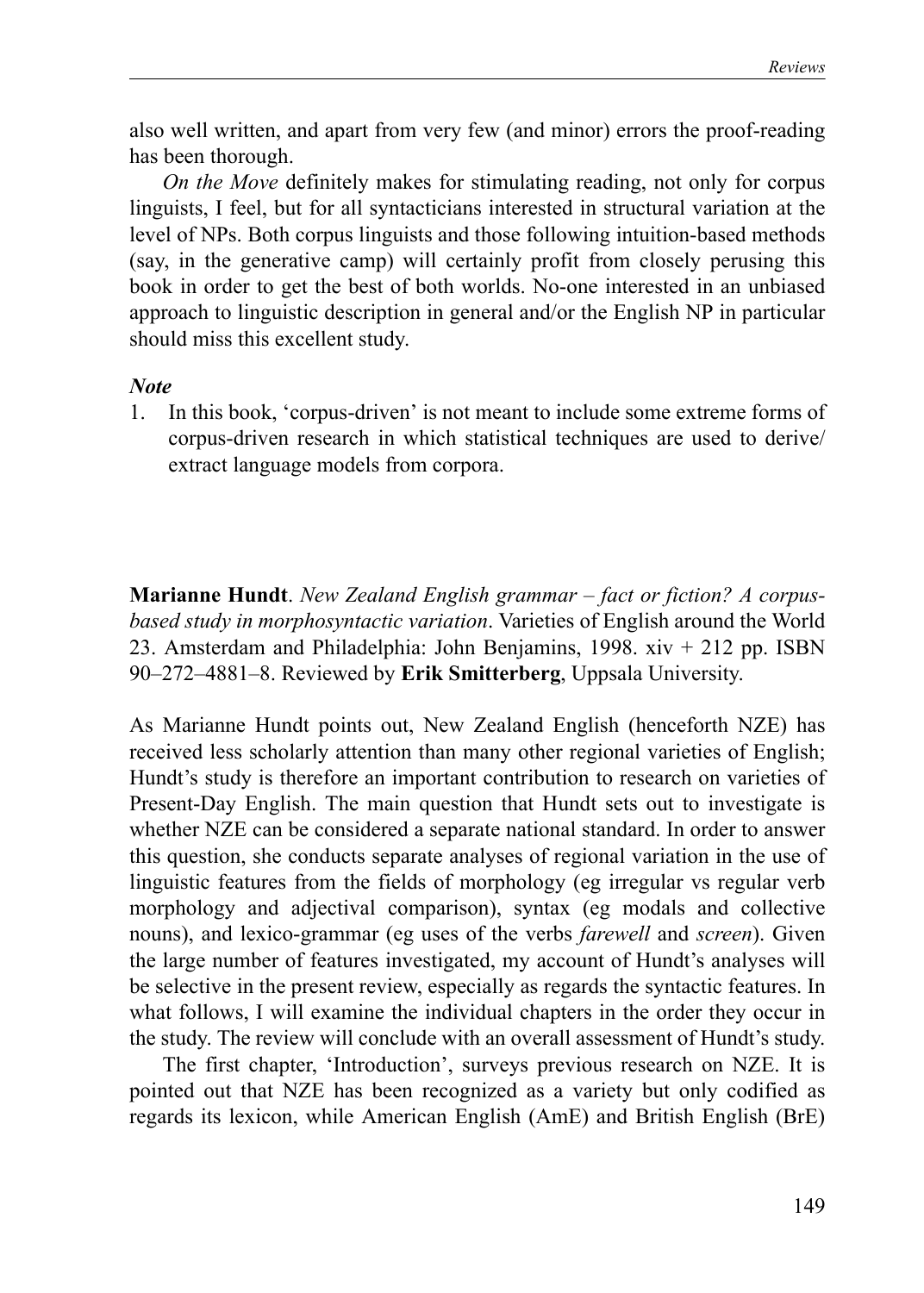also well written, and apart from very few (and minor) errors the proof-reading has been thorough.

*On the Move* definitely makes for stimulating reading, not only for corpus linguists, I feel, but for all syntacticians interested in structural variation at the level of NPs. Both corpus linguists and those following intuition-based methods (say, in the generative camp) will certainly profit from closely perusing this book in order to get the best of both worlds. No-one interested in an unbiased approach to linguistic description in general and/or the English NP in particular should miss this excellent study.

***Note***

1. In this book, 'corpus-driven' is not meant to include some extreme forms of corpus-driven research in which statistical techniques are used to derive/extract language models from corpora.

**Marianne Hundt**. *New Zealand English grammar – fact or fiction? A corpus-based study in morphosyntactic variation*. Varieties of English around the World 23. Amsterdam and Philadelphia: John Benjamins, 1998. xiv + 212 pp. ISBN 90–272–4881–8. Reviewed by **Erik Smitterberg**, Uppsala University.

As Marianne Hundt points out, New Zealand English (henceforth NZE) has received less scholarly attention than many other regional varieties of English; Hundt's study is therefore an important contribution to research on varieties of Present-Day English. The main question that Hundt sets out to investigate is whether NZE can be considered a separate national standard. In order to answer this question, she conducts separate analyses of regional variation in the use of linguistic features from the fields of morphology (eg irregular vs regular verb morphology and adjectival comparison), syntax (eg modals and collective nouns), and lexico-grammar (eg uses of the verbs *farewell* and *screen*). Given the large number of features investigated, my account of Hundt's analyses will be selective in the present review, especially as regards the syntactic features. In what follows, I will examine the individual chapters in the order they occur in the study. The review will conclude with an overall assessment of Hundt's study.

The first chapter, 'Introduction', surveys previous research on NZE. It is pointed out that NZE has been recognized as a variety but only codified as regards its lexicon, while American English (AmE) and British English (BrE)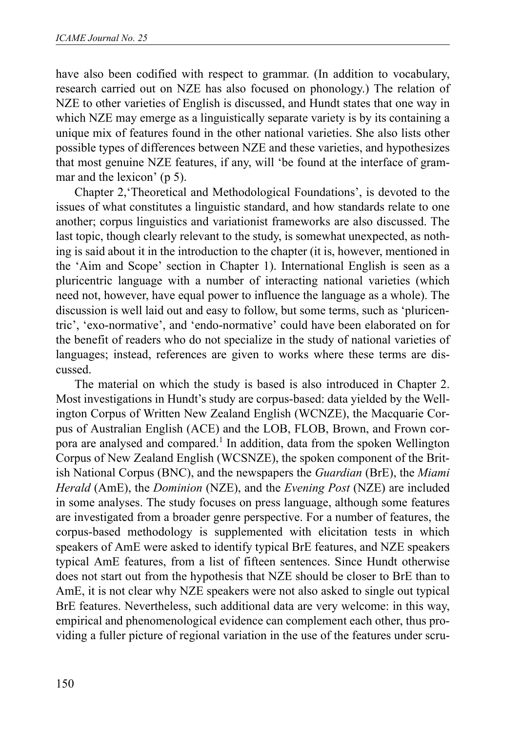have also been codified with respect to grammar. (In addition to vocabulary, research carried out on NZE has also focused on phonology.) The relation of NZE to other varieties of English is discussed, and Hundt states that one way in which NZE may emerge as a linguistically separate variety is by its containing a unique mix of features found in the other national varieties. She also lists other possible types of differences between NZE and these varieties, and hypothesizes that most genuine NZE features, if any, will 'be found at the interface of grammar and the lexicon' (p 5).

Chapter 2,'Theoretical and Methodological Foundations', is devoted to the issues of what constitutes a linguistic standard, and how standards relate to one another; corpus linguistics and variationist frameworks are also discussed. The last topic, though clearly relevant to the study, is somewhat unexpected, as nothing is said about it in the introduction to the chapter (it is, however, mentioned in the 'Aim and Scope' section in Chapter 1). International English is seen as a pluricentric language with a number of interacting national varieties (which need not, however, have equal power to influence the language as a whole). The discussion is well laid out and easy to follow, but some terms, such as 'pluricentric', 'exo-normative', and 'endo-normative' could have been elaborated on for the benefit of readers who do not specialize in the study of national varieties of languages; instead, references are given to works where these terms are discussed.

The material on which the study is based is also introduced in Chapter 2. Most investigations in Hundt's study are corpus-based: data yielded by the Wellington Corpus of Written New Zealand English (WCNZE), the Macquarie Corpus of Australian English (ACE) and the LOB, FLOB, Brown, and Frown corpora are analysed and compared.[1] In addition, data from the spoken Wellington Corpus of New Zealand English (WCSNZE), the spoken component of the British National Corpus (BNC), and the newspapers the *Guardian* (BrE), the *Miami Herald* (AmE), the *Dominion* (NZE), and the *Evening Post* (NZE) are included in some analyses. The study focuses on press language, although some features are investigated from a broader genre perspective. For a number of features, the corpus-based methodology is supplemented with elicitation tests in which speakers of AmE were asked to identify typical BrE features, and NZE speakers typical AmE features, from a list of fifteen sentences. Since Hundt otherwise does not start out from the hypothesis that NZE should be closer to BrE than to AmE, it is not clear why NZE speakers were not also asked to single out typical BrE features. Nevertheless, such additional data are very welcome: in this way, empirical and phenomenological evidence can complement each other, thus providing a fuller picture of regional variation in the use of the features under scru-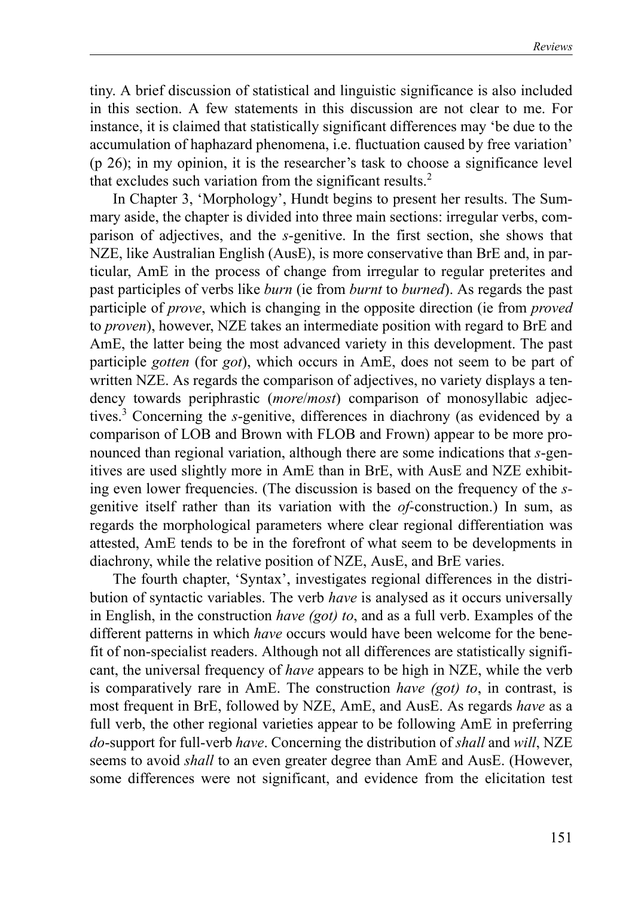tiny. A brief discussion of statistical and linguistic significance is also included in this section. A few statements in this discussion are not clear to me. For instance, it is claimed that statistically significant differences may 'be due to the accumulation of haphazard phenomena, i.e. fluctuation caused by free variation' (p 26); in my opinion, it is the researcher's task to choose a significance level that excludes such variation from the significant results.[2]

In Chapter 3, 'Morphology', Hundt begins to present her results. The Summary aside, the chapter is divided into three main sections: irregular verbs, comparison of adjectives, and the *s*-genitive. In the first section, she shows that NZE, like Australian English (AusE), is more conservative than BrE and, in particular, AmE in the process of change from irregular to regular preterites and past participles of verbs like *burn* (ie from *burnt* to *burned*). As regards the past participle of *prove*, which is changing in the opposite direction (ie from *proved* to *proven*), however, NZE takes an intermediate position with regard to BrE and AmE, the latter being the most advanced variety in this development. The past participle *gotten* (for *got*), which occurs in AmE, does not seem to be part of written NZE. As regards the comparison of adjectives, no variety displays a tendency towards periphrastic (*more*/*most*) comparison of monosyllabic adjectives.[3] Concerning the *s*-genitive, differences in diachrony (as evidenced by a comparison of LOB and Brown with FLOB and Frown) appear to be more pronounced than regional variation, although there are some indications that *s*-genitives are used slightly more in AmE than in BrE, with AusE and NZE exhibiting even lower frequencies. (The discussion is based on the frequency of the *s*-genitive itself rather than its variation with the *of*-construction.) In sum, as regards the morphological parameters where clear regional differentiation was attested, AmE tends to be in the forefront of what seem to be developments in diachrony, while the relative position of NZE, AusE, and BrE varies.

The fourth chapter, 'Syntax', investigates regional differences in the distribution of syntactic variables. The verb *have* is analysed as it occurs universally in English, in the construction *have (got) to*, and as a full verb. Examples of the different patterns in which *have* occurs would have been welcome for the benefit of non-specialist readers. Although not all differences are statistically significant, the universal frequency of *have* appears to be high in NZE, while the verb is comparatively rare in AmE. The construction *have (got) to*, in contrast, is most frequent in BrE, followed by NZE, AmE, and AusE. As regards *have* as a full verb, the other regional varieties appear to be following AmE in preferring *do*-support for full-verb *have*. Concerning the distribution of *shall* and *will*, NZE seems to avoid *shall* to an even greater degree than AmE and AusE. (However, some differences were not significant, and evidence from the elicitation test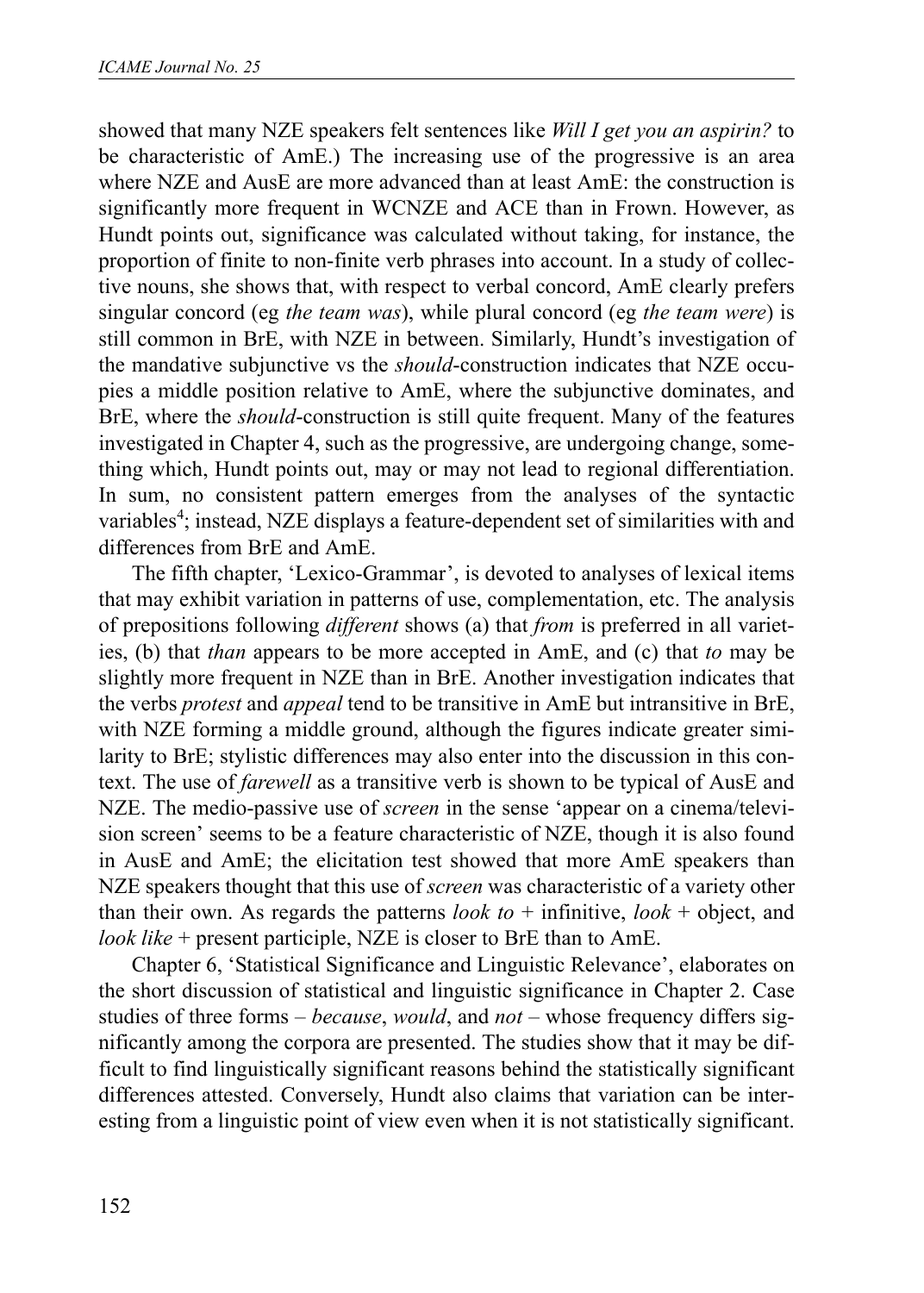showed that many NZE speakers felt sentences like *Will I get you an aspirin?* to be characteristic of AmE.) The increasing use of the progressive is an area where NZE and AusE are more advanced than at least AmE: the construction is significantly more frequent in WCNZE and ACE than in Frown. However, as Hundt points out, significance was calculated without taking, for instance, the proportion of finite to non-finite verb phrases into account. In a study of collective nouns, she shows that, with respect to verbal concord, AmE clearly prefers singular concord (eg *the team was*), while plural concord (eg *the team were*) is still common in BrE, with NZE in between. Similarly, Hundt's investigation of the mandative subjunctive vs the *should*-construction indicates that NZE occupies a middle position relative to AmE, where the subjunctive dominates, and BrE, where the *should*-construction is still quite frequent. Many of the features investigated in Chapter 4, such as the progressive, are undergoing change, something which, Hundt points out, may or may not lead to regional differentiation. In sum, no consistent pattern emerges from the analyses of the syntactic variables[4]; instead, NZE displays a feature-dependent set of similarities with and differences from BrE and AmE.

The fifth chapter, 'Lexico-Grammar', is devoted to analyses of lexical items that may exhibit variation in patterns of use, complementation, etc. The analysis of prepositions following *different* shows (a) that *from* is preferred in all varieties, (b) that *than* appears to be more accepted in AmE, and (c) that *to* may be slightly more frequent in NZE than in BrE. Another investigation indicates that the verbs *protest* and *appeal* tend to be transitive in AmE but intransitive in BrE, with NZE forming a middle ground, although the figures indicate greater similarity to BrE; stylistic differences may also enter into the discussion in this context. The use of *farewell* as a transitive verb is shown to be typical of AusE and NZE. The medio-passive use of *screen* in the sense 'appear on a cinema/television screen' seems to be a feature characteristic of NZE, though it is also found in AusE and AmE; the elicitation test showed that more AmE speakers than NZE speakers thought that this use of *screen* was characteristic of a variety other than their own. As regards the patterns *look to* + infinitive, *look* + object, and *look like* + present participle, NZE is closer to BrE than to AmE.

Chapter 6, 'Statistical Significance and Linguistic Relevance', elaborates on the short discussion of statistical and linguistic significance in Chapter 2. Case studies of three forms – *because*, *would*, and *not* – whose frequency differs significantly among the corpora are presented. The studies show that it may be difficult to find linguistically significant reasons behind the statistically significant differences attested. Conversely, Hundt also claims that variation can be interesting from a linguistic point of view even when it is not statistically significant.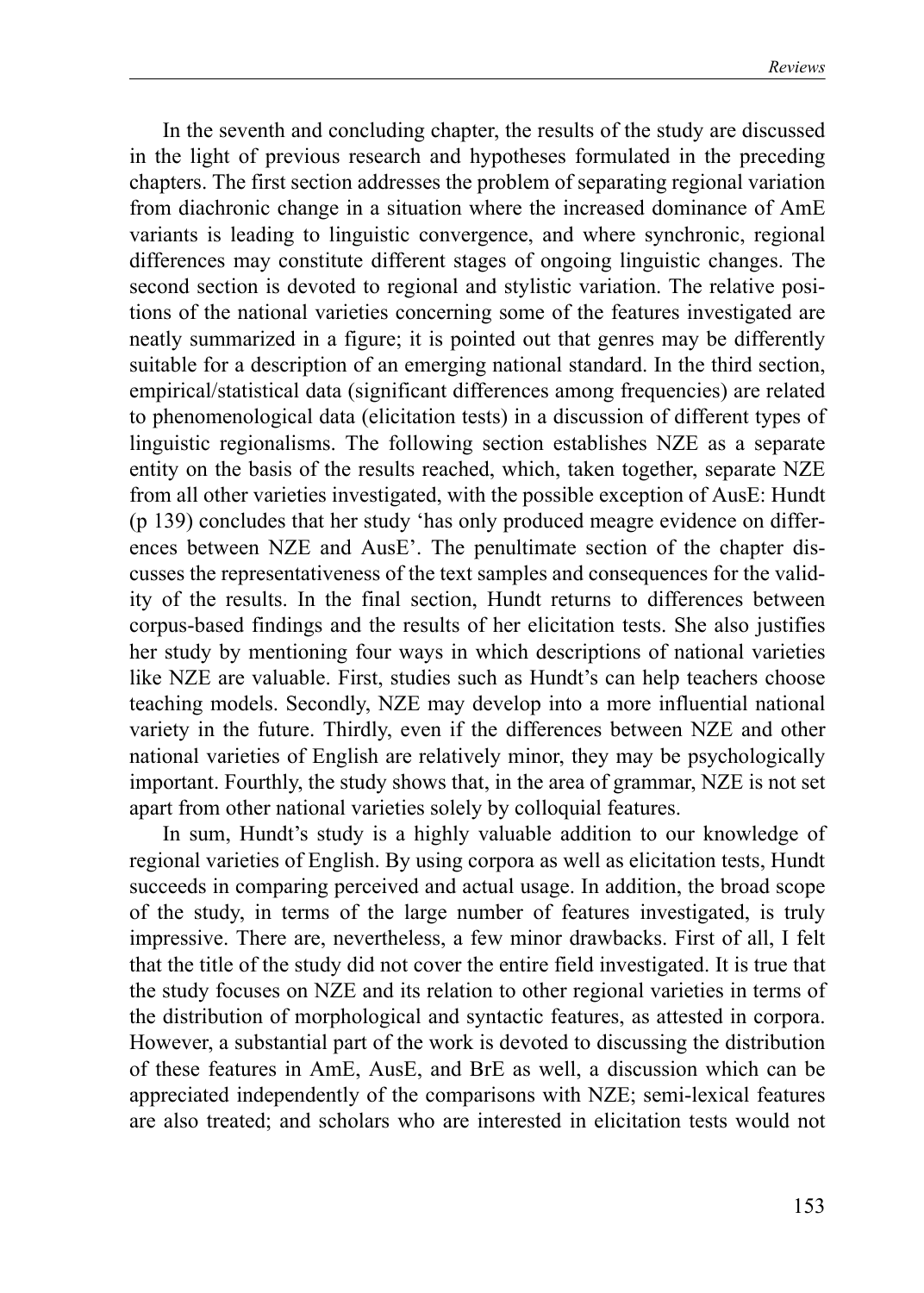In the seventh and concluding chapter, the results of the study are discussed in the light of previous research and hypotheses formulated in the preceding chapters. The first section addresses the problem of separating regional variation from diachronic change in a situation where the increased dominance of AmE variants is leading to linguistic convergence, and where synchronic, regional differences may constitute different stages of ongoing linguistic changes. The second section is devoted to regional and stylistic variation. The relative positions of the national varieties concerning some of the features investigated are neatly summarized in a figure; it is pointed out that genres may be differently suitable for a description of an emerging national standard. In the third section, empirical/statistical data (significant differences among frequencies) are related to phenomenological data (elicitation tests) in a discussion of different types of linguistic regionalisms. The following section establishes NZE as a separate entity on the basis of the results reached, which, taken together, separate NZE from all other varieties investigated, with the possible exception of AusE: Hundt (p 139) concludes that her study 'has only produced meagre evidence on differences between NZE and AusE'. The penultimate section of the chapter discusses the representativeness of the text samples and consequences for the validity of the results. In the final section, Hundt returns to differences between corpus-based findings and the results of her elicitation tests. She also justifies her study by mentioning four ways in which descriptions of national varieties like NZE are valuable. First, studies such as Hundt's can help teachers choose teaching models. Secondly, NZE may develop into a more influential national variety in the future. Thirdly, even if the differences between NZE and other national varieties of English are relatively minor, they may be psychologically important. Fourthly, the study shows that, in the area of grammar, NZE is not set apart from other national varieties solely by colloquial features.

In sum, Hundt's study is a highly valuable addition to our knowledge of regional varieties of English. By using corpora as well as elicitation tests, Hundt succeeds in comparing perceived and actual usage. In addition, the broad scope of the study, in terms of the large number of features investigated, is truly impressive. There are, nevertheless, a few minor drawbacks. First of all, I felt that the title of the study did not cover the entire field investigated. It is true that the study focuses on NZE and its relation to other regional varieties in terms of the distribution of morphological and syntactic features, as attested in corpora. However, a substantial part of the work is devoted to discussing the distribution of these features in AmE, AusE, and BrE as well, a discussion which can be appreciated independently of the comparisons with NZE; semi-lexical features are also treated; and scholars who are interested in elicitation tests would not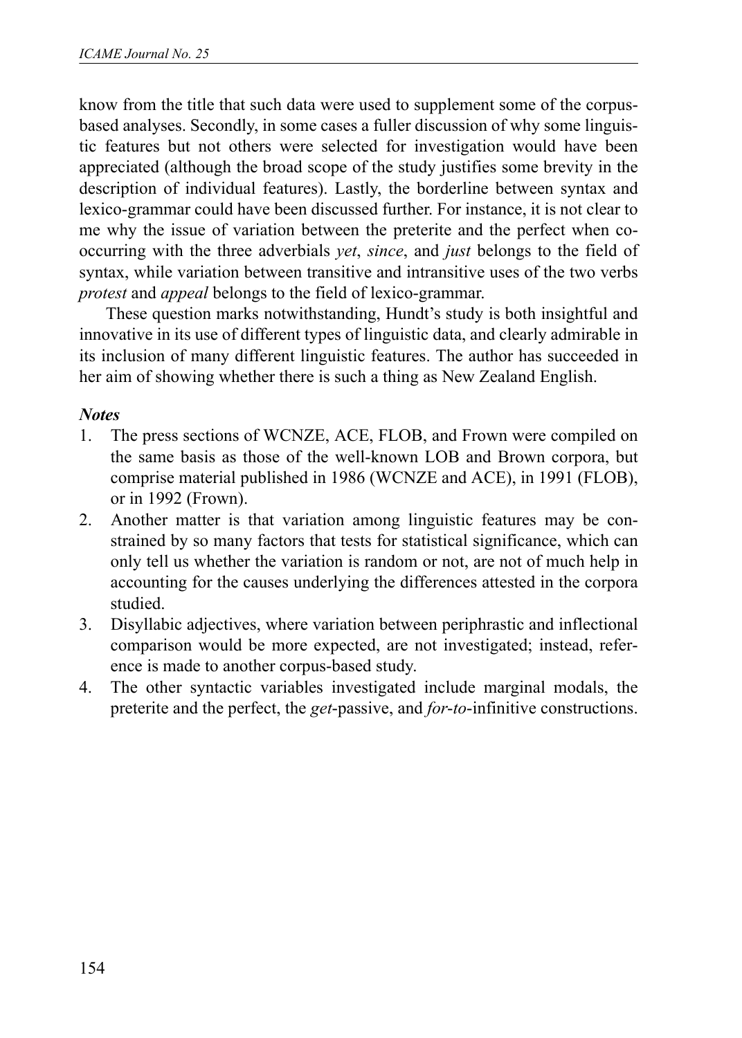know from the title that such data were used to supplement some of the corpus-based analyses. Secondly, in some cases a fuller discussion of why some linguistic features but not others were selected for investigation would have been appreciated (although the broad scope of the study justifies some brevity in the description of individual features). Lastly, the borderline between syntax and lexico-grammar could have been discussed further. For instance, it is not clear to me why the issue of variation between the preterite and the perfect when co-occurring with the three adverbials *yet*, *since*, and *just* belongs to the field of syntax, while variation between transitive and intransitive uses of the two verbs *protest* and *appeal* belongs to the field of lexico-grammar.

These question marks notwithstanding, Hundt's study is both insightful and innovative in its use of different types of linguistic data, and clearly admirable in its inclusion of many different linguistic features. The author has succeeded in her aim of showing whether there is such a thing as New Zealand English.

***Notes***

1. The press sections of WCNZE, ACE, FLOB, and Frown were compiled on the same basis as those of the well-known LOB and Brown corpora, but comprise material published in 1986 (WCNZE and ACE), in 1991 (FLOB), or in 1992 (Frown).
2. Another matter is that variation among linguistic features may be constrained by so many factors that tests for statistical significance, which can only tell us whether the variation is random or not, are not of much help in accounting for the causes underlying the differences attested in the corpora studied.
3. Disyllabic adjectives, where variation between periphrastic and inflectional comparison would be more expected, are not investigated; instead, reference is made to another corpus-based study.
4. The other syntactic variables investigated include marginal modals, the preterite and the perfect, the *get*-passive, and *for*-*to*-infinitive constructions.